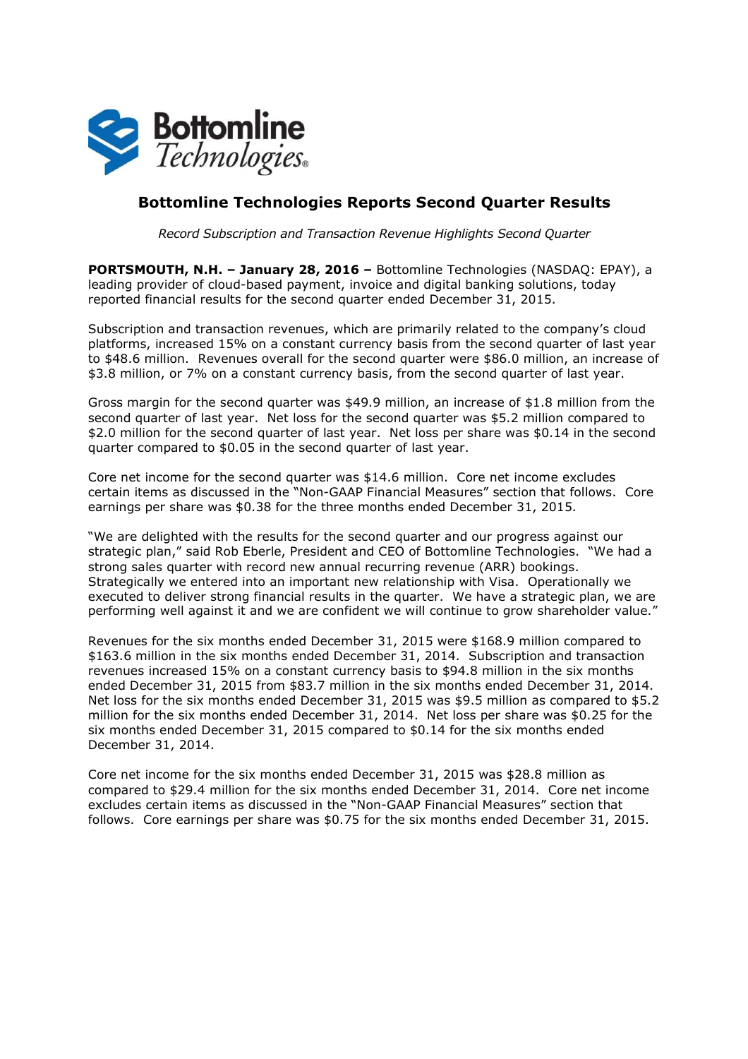# Bottomline Technologies Reports Second Quarter Results

*Record Subscription and Transaction Revenue Highlights Second Quarter*

**PORTSMOUTH, N.H. – January 28, 2016 –** Bottomline Technologies (NASDAQ: EPAY), a leading provider of cloud-based payment, invoice and digital banking solutions, today reported financial results for the second quarter ended December 31, 2015.

Subscription and transaction revenues, which are primarily related to the company's cloud platforms, increased 15% on a constant currency basis from the second quarter of last year to $48.6 million. Revenues overall for the second quarter were $86.0 million, an increase of $3.8 million, or 7% on a constant currency basis, from the second quarter of last year.

Gross margin for the second quarter was $49.9 million, an increase of $1.8 million from the second quarter of last year. Net loss for the second quarter was $5.2 million compared to $2.0 million for the second quarter of last year. Net loss per share was $0.14 in the second quarter compared to $0.05 in the second quarter of last year.

Core net income for the second quarter was $14.6 million. Core net income excludes certain items as discussed in the "Non-GAAP Financial Measures" section that follows. Core earnings per share was $0.38 for the three months ended December 31, 2015.

"We are delighted with the results for the second quarter and our progress against our strategic plan," said Rob Eberle, President and CEO of Bottomline Technologies. "We had a strong sales quarter with record new annual recurring revenue (ARR) bookings. Strategically we entered into an important new relationship with Visa. Operationally we executed to deliver strong financial results in the quarter. We have a strategic plan, we are performing well against it and we are confident we will continue to grow shareholder value."

Revenues for the six months ended December 31, 2015 were $168.9 million compared to $163.6 million in the six months ended December 31, 2014. Subscription and transaction revenues increased 15% on a constant currency basis to $94.8 million in the six months ended December 31, 2015 from $83.7 million in the six months ended December 31, 2014. Net loss for the six months ended December 31, 2015 was $9.5 million as compared to $5.2 million for the six months ended December 31, 2014. Net loss per share was $0.25 for the six months ended December 31, 2015 compared to $0.14 for the six months ended December 31, 2014.

Core net income for the six months ended December 31, 2015 was $28.8 million as compared to $29.4 million for the six months ended December 31, 2014. Core net income excludes certain items as discussed in the "Non-GAAP Financial Measures" section that follows. Core earnings per share was $0.75 for the six months ended December 31, 2015.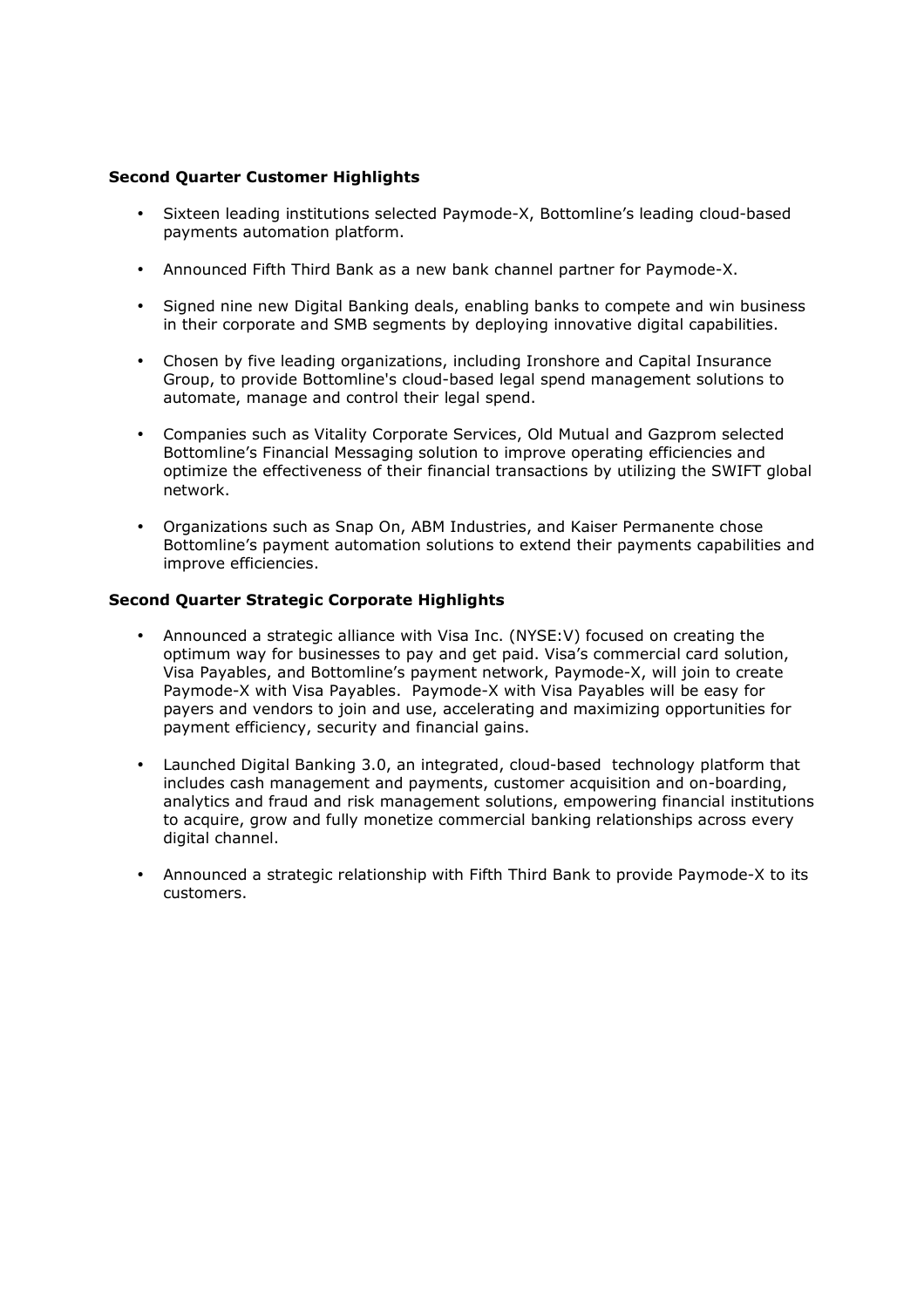**Second Quarter Customer Highlights**

- Sixteen leading institutions selected Paymode-X, Bottomline's leading cloud-based payments automation platform.
- Announced Fifth Third Bank as a new bank channel partner for Paymode-X.
- Signed nine new Digital Banking deals, enabling banks to compete and win business in their corporate and SMB segments by deploying innovative digital capabilities.
- Chosen by five leading organizations, including Ironshore and Capital Insurance Group, to provide Bottomline's cloud-based legal spend management solutions to automate, manage and control their legal spend.
- Companies such as Vitality Corporate Services, Old Mutual and Gazprom selected Bottomline's Financial Messaging solution to improve operating efficiencies and optimize the effectiveness of their financial transactions by utilizing the SWIFT global network.
- Organizations such as Snap On, ABM Industries, and Kaiser Permanente chose Bottomline's payment automation solutions to extend their payments capabilities and improve efficiencies.

**Second Quarter Strategic Corporate Highlights**

- Announced a strategic alliance with Visa Inc. (NYSE:V) focused on creating the optimum way for businesses to pay and get paid. Visa's commercial card solution, Visa Payables, and Bottomline's payment network, Paymode-X, will join to create Paymode-X with Visa Payables. Paymode-X with Visa Payables will be easy for payers and vendors to join and use, accelerating and maximizing opportunities for payment efficiency, security and financial gains.
- Launched Digital Banking 3.0, an integrated, cloud-based technology platform that includes cash management and payments, customer acquisition and on-boarding, analytics and fraud and risk management solutions, empowering financial institutions to acquire, grow and fully monetize commercial banking relationships across every digital channel.
- Announced a strategic relationship with Fifth Third Bank to provide Paymode-X to its customers.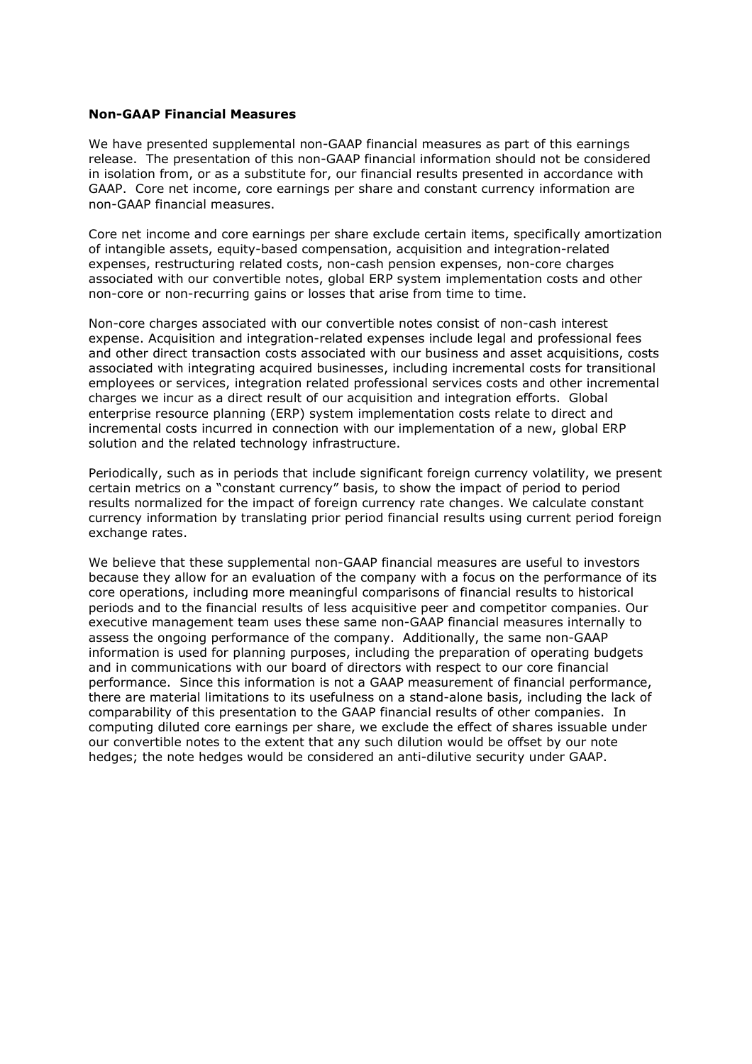**Non-GAAP Financial Measures**

We have presented supplemental non-GAAP financial measures as part of this earnings release. The presentation of this non-GAAP financial information should not be considered in isolation from, or as a substitute for, our financial results presented in accordance with GAAP. Core net income, core earnings per share and constant currency information are non-GAAP financial measures.

Core net income and core earnings per share exclude certain items, specifically amortization of intangible assets, equity-based compensation, acquisition and integration-related expenses, restructuring related costs, non-cash pension expenses, non-core charges associated with our convertible notes, global ERP system implementation costs and other non-core or non-recurring gains or losses that arise from time to time.

Non-core charges associated with our convertible notes consist of non-cash interest expense. Acquisition and integration-related expenses include legal and professional fees and other direct transaction costs associated with our business and asset acquisitions, costs associated with integrating acquired businesses, including incremental costs for transitional employees or services, integration related professional services costs and other incremental charges we incur as a direct result of our acquisition and integration efforts. Global enterprise resource planning (ERP) system implementation costs relate to direct and incremental costs incurred in connection with our implementation of a new, global ERP solution and the related technology infrastructure.

Periodically, such as in periods that include significant foreign currency volatility, we present certain metrics on a "constant currency" basis, to show the impact of period to period results normalized for the impact of foreign currency rate changes. We calculate constant currency information by translating prior period financial results using current period foreign exchange rates.

We believe that these supplemental non-GAAP financial measures are useful to investors because they allow for an evaluation of the company with a focus on the performance of its core operations, including more meaningful comparisons of financial results to historical periods and to the financial results of less acquisitive peer and competitor companies. Our executive management team uses these same non-GAAP financial measures internally to assess the ongoing performance of the company. Additionally, the same non-GAAP information is used for planning purposes, including the preparation of operating budgets and in communications with our board of directors with respect to our core financial performance. Since this information is not a GAAP measurement of financial performance, there are material limitations to its usefulness on a stand-alone basis, including the lack of comparability of this presentation to the GAAP financial results of other companies. In computing diluted core earnings per share, we exclude the effect of shares issuable under our convertible notes to the extent that any such dilution would be offset by our note hedges; the note hedges would be considered an anti-dilutive security under GAAP.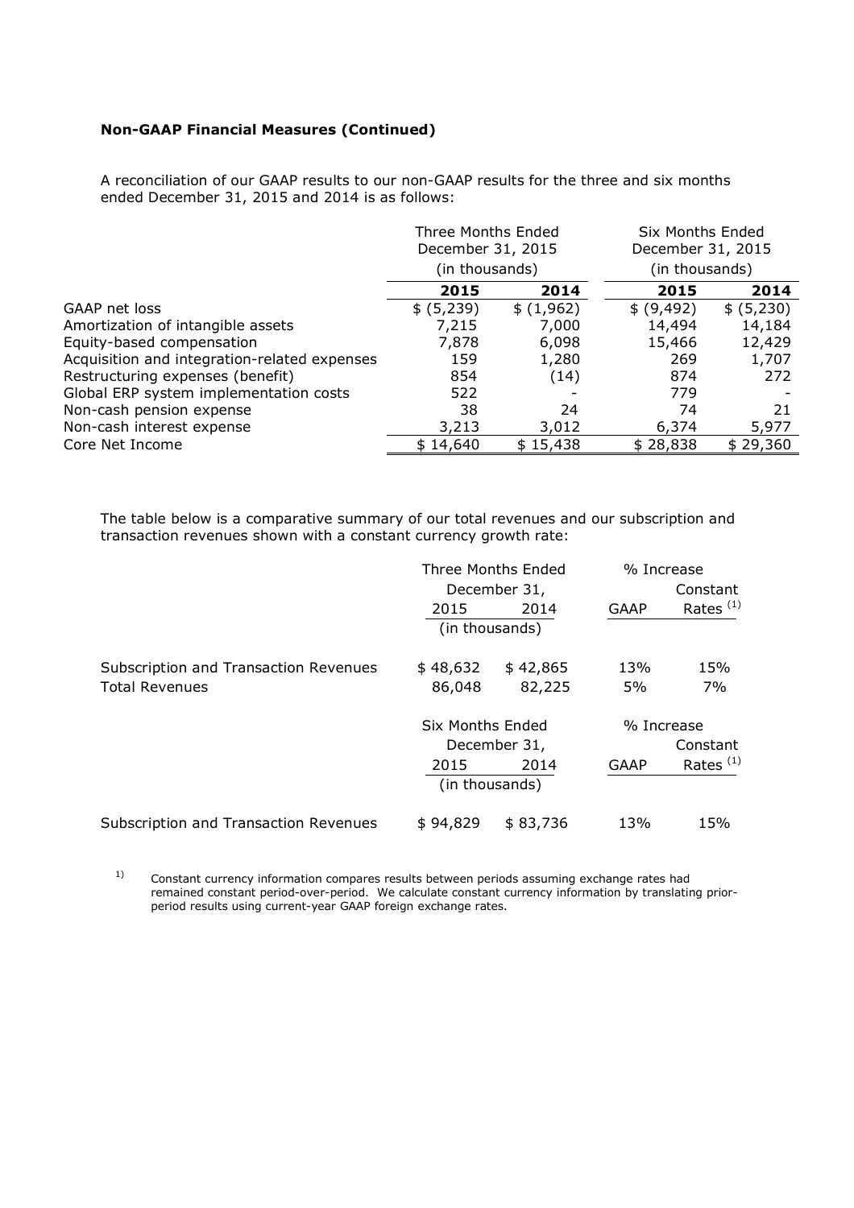**Non-GAAP Financial Measures (Continued)**

A reconciliation of our GAAP results to our non-GAAP results for the three and six months ended December 31, 2015 and 2014 is as follows:

| | Three Months Ended December 31, 2015 (in thousands) | | Six Months Ended December 31, 2015 (in thousands) | |
|---|---|---|---|---|
| | **2015** | **2014** | **2015** | **2014** |
| GAAP net loss | $ (5,239) | $ (1,962) | $ (9,492) | $ (5,230) |
| Amortization of intangible assets | 7,215 | 7,000 | 14,494 | 14,184 |
| Equity-based compensation | 7,878 | 6,098 | 15,466 | 12,429 |
| Acquisition and integration-related expenses | 159 | 1,280 | 269 | 1,707 |
| Restructuring expenses (benefit) | 854 | (14) | 874 | 272 |
| Global ERP system implementation costs | 522 | - | 779 | - |
| Non-cash pension expense | 38 | 24 | 74 | 21 |
| Non-cash interest expense | 3,213 | 3,012 | 6,374 | 5,977 |
| Core Net Income | $ 14,640 | $ 15,438 | $ 28,838 | $ 29,360 |

The table below is a comparative summary of our total revenues and our subscription and transaction revenues shown with a constant currency growth rate:

| | Three Months Ended December 31, (in thousands) | | % Increase | |
|---|---|---|---|---|
| | 2015 | 2014 | GAAP | Constant Rates [(1)] |
| Subscription and Transaction Revenues | $ 48,632 | $ 42,865 | 13% | 15% |
| Total Revenues | 86,048 | 82,225 | 5% | 7% |

| | Six Months Ended December 31, (in thousands) | | % Increase | |
|---|---|---|---|---|
| | 2015 | 2014 | GAAP | Constant Rates [(1)] |
| Subscription and Transaction Revenues | $ 94,829 | $ 83,736 | 13% | 15% |

1) Constant currency information compares results between periods assuming exchange rates had remained constant period-over-period. We calculate constant currency information by translating prior-period results using current-year GAAP foreign exchange rates.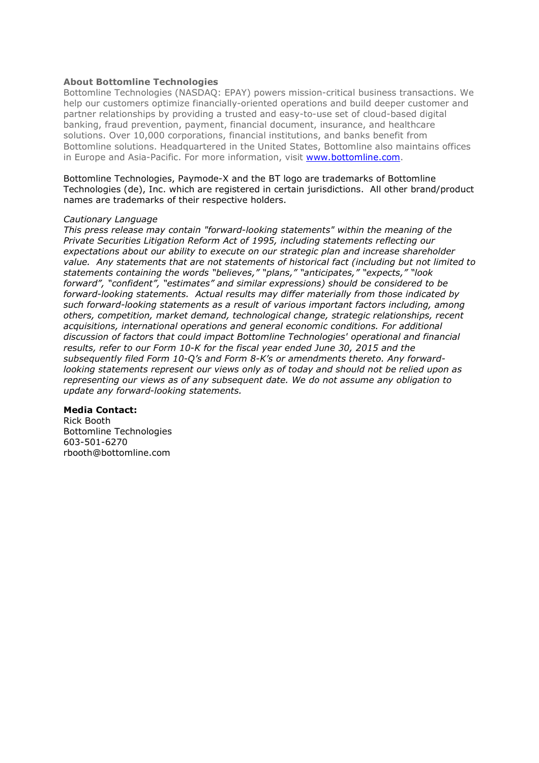### About Bottomline Technologies

Bottomline Technologies (NASDAQ: EPAY) powers mission-critical business transactions. We help our customers optimize financially-oriented operations and build deeper customer and partner relationships by providing a trusted and easy-to-use set of cloud-based digital banking, fraud prevention, payment, financial document, insurance, and healthcare solutions. Over 10,000 corporations, financial institutions, and banks benefit from Bottomline solutions. Headquartered in the United States, Bottomline also maintains offices in Europe and Asia-Pacific. For more information, visit [www.bottomline.com](http://www.bottomline.com).

Bottomline Technologies, Paymode-X and the BT logo are trademarks of Bottomline Technologies (de), Inc. which are registered in certain jurisdictions. All other brand/product names are trademarks of their respective holders.

*Cautionary Language*

*This press release may contain "forward-looking statements" within the meaning of the Private Securities Litigation Reform Act of 1995, including statements reflecting our expectations about our ability to execute on our strategic plan and increase shareholder value. Any statements that are not statements of historical fact (including but not limited to statements containing the words "believes," "plans," "anticipates," "expects," "look forward", "confident", "estimates" and similar expressions) should be considered to be forward-looking statements. Actual results may differ materially from those indicated by such forward-looking statements as a result of various important factors including, among others, competition, market demand, technological change, strategic relationships, recent acquisitions, international operations and general economic conditions. For additional discussion of factors that could impact Bottomline Technologies' operational and financial results, refer to our Form 10-K for the fiscal year ended June 30, 2015 and the subsequently filed Form 10-Q's and Form 8-K's or amendments thereto. Any forward-looking statements represent our views only as of today and should not be relied upon as representing our views as of any subsequent date. We do not assume any obligation to update any forward-looking statements.*

**Media Contact:**
Rick Booth
Bottomline Technologies
603-501-6270
rbooth@bottomline.com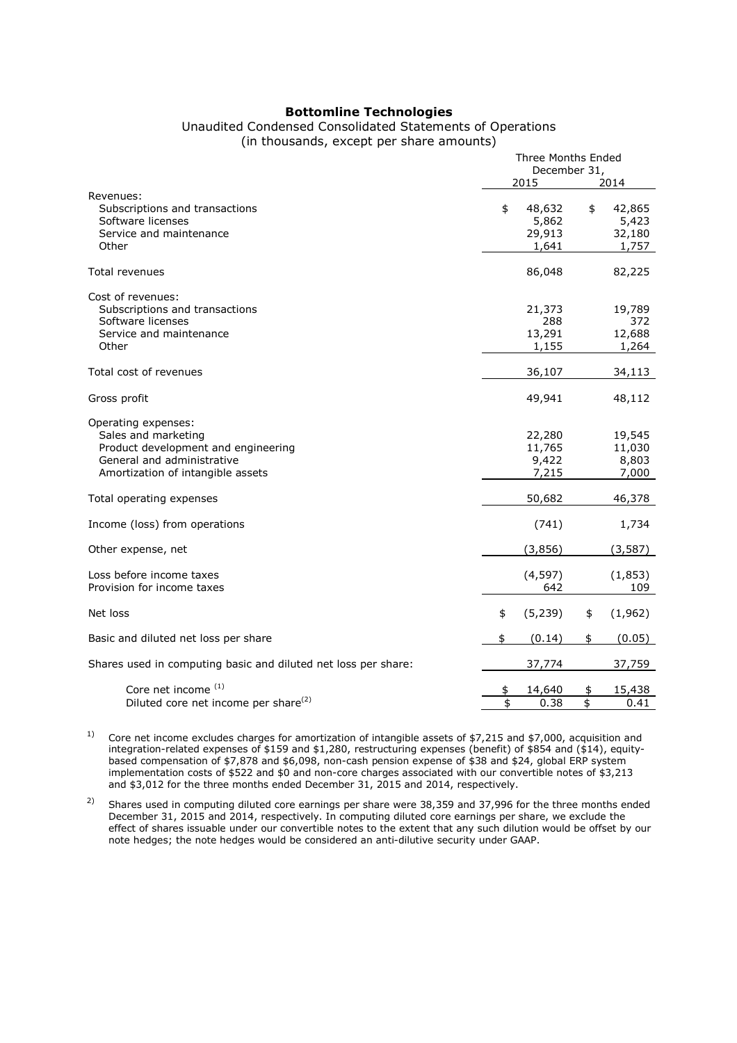**Bottomline Technologies**

Unaudited Condensed Consolidated Statements of Operations

(in thousands, except per share amounts)

| | Three Months Ended December 31, | |
|---|---|---|
| | 2015 | 2014 |
| Revenues: | | |
| Subscriptions and transactions | $ 48,632 | $ 42,865 |
| Software licenses | 5,862 | 5,423 |
| Service and maintenance | 29,913 | 32,180 |
| Other | 1,641 | 1,757 |
| Total revenues | 86,048 | 82,225 |
| Cost of revenues: | | |
| Subscriptions and transactions | 21,373 | 19,789 |
| Software licenses | 288 | 372 |
| Service and maintenance | 13,291 | 12,688 |
| Other | 1,155 | 1,264 |
| Total cost of revenues | 36,107 | 34,113 |
| Gross profit | 49,941 | 48,112 |
| Operating expenses: | | |
| Sales and marketing | 22,280 | 19,545 |
| Product development and engineering | 11,765 | 11,030 |
| General and administrative | 9,422 | 8,803 |
| Amortization of intangible assets | 7,215 | 7,000 |
| Total operating expenses | 50,682 | 46,378 |
| Income (loss) from operations | (741) | 1,734 |
| Other expense, net | (3,856) | (3,587) |
| Loss before income taxes | (4,597) | (1,853) |
| Provision for income taxes | 642 | 109 |
| Net loss | $ (5,239) | $ (1,962) |
| Basic and diluted net loss per share | $ (0.14) | $ (0.05) |
| Shares used in computing basic and diluted net loss per share: | 37,774 | 37,759 |
| Core net income [(1)] | $ 14,640 | $ 15,438 |
| Diluted core net income per share[(2)] | $ 0.38 | $ 0.41 |

1) Core net income excludes charges for amortization of intangible assets of $7,215 and $7,000, acquisition and integration-related expenses of $159 and $1,280, restructuring expenses (benefit) of $854 and ($14), equity-based compensation of $7,878 and $6,098, non-cash pension expense of $38 and $24, global ERP system implementation costs of $522 and $0 and non-core charges associated with our convertible notes of $3,213 and $3,012 for the three months ended December 31, 2015 and 2014, respectively.

2) Shares used in computing diluted core earnings per share were 38,359 and 37,996 for the three months ended December 31, 2015 and 2014, respectively. In computing diluted core earnings per share, we exclude the effect of shares issuable under our convertible notes to the extent that any such dilution would be offset by our note hedges; the note hedges would be considered an anti-dilutive security under GAAP.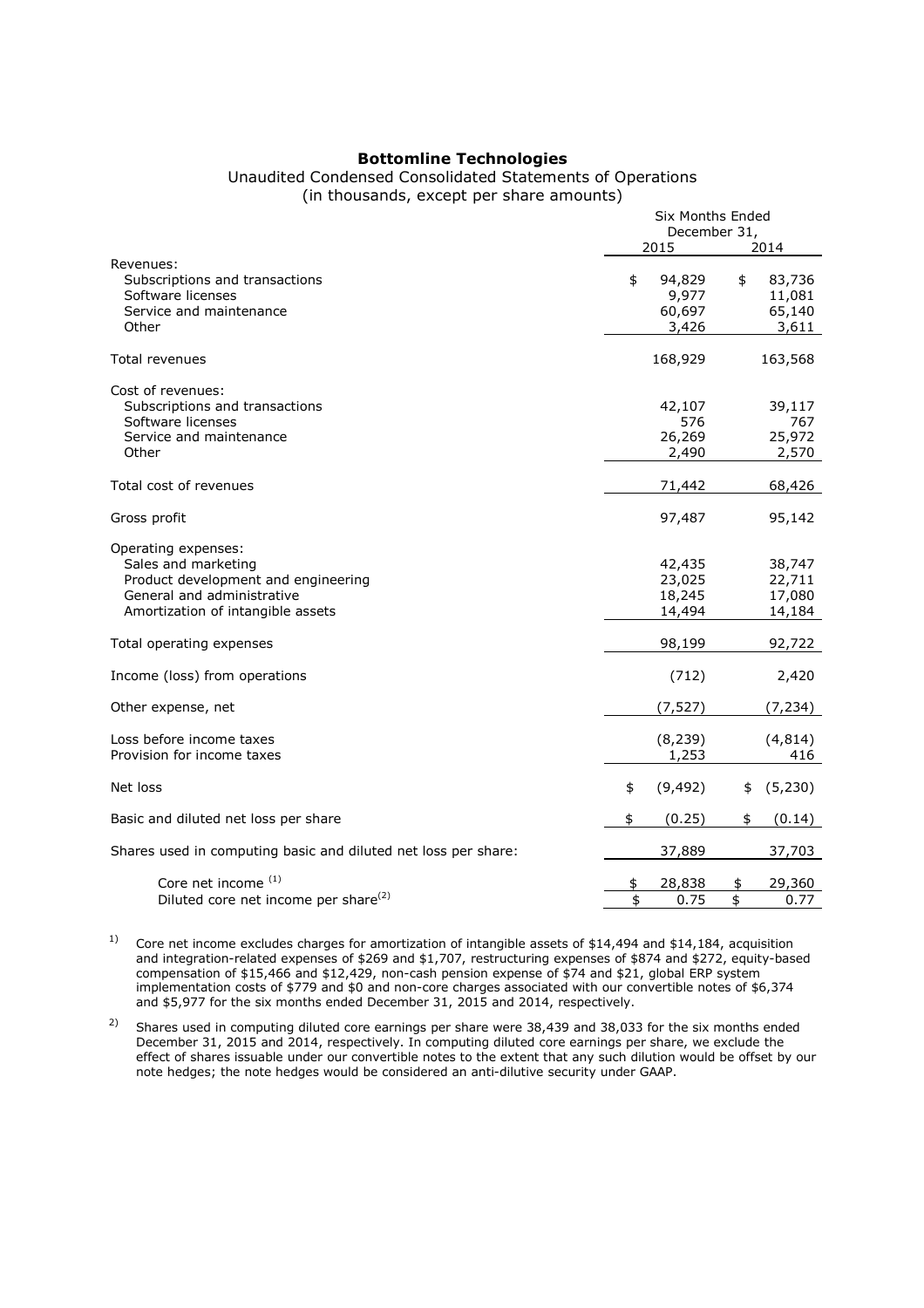**Bottomline Technologies**

Unaudited Condensed Consolidated Statements of Operations
(in thousands, except per share amounts)

| | Six Months Ended December 31, | |
|---|---|---|
| | 2015 | 2014 |
| Revenues: | | |
| Subscriptions and transactions | $ 94,829 | $ 83,736 |
| Software licenses | 9,977 | 11,081 |
| Service and maintenance | 60,697 | 65,140 |
| Other | 3,426 | 3,611 |
| Total revenues | 168,929 | 163,568 |
| Cost of revenues: | | |
| Subscriptions and transactions | 42,107 | 39,117 |
| Software licenses | 576 | 767 |
| Service and maintenance | 26,269 | 25,972 |
| Other | 2,490 | 2,570 |
| Total cost of revenues | 71,442 | 68,426 |
| Gross profit | 97,487 | 95,142 |
| Operating expenses: | | |
| Sales and marketing | 42,435 | 38,747 |
| Product development and engineering | 23,025 | 22,711 |
| General and administrative | 18,245 | 17,080 |
| Amortization of intangible assets | 14,494 | 14,184 |
| Total operating expenses | 98,199 | 92,722 |
| Income (loss) from operations | (712) | 2,420 |
| Other expense, net | (7,527) | (7,234) |
| Loss before income taxes | (8,239) | (4,814) |
| Provision for income taxes | 1,253 | 416 |
| Net loss | $ (9,492) | $ (5,230) |
| Basic and diluted net loss per share | $ (0.25) | $ (0.14) |
| Shares used in computing basic and diluted net loss per share: | 37,889 | 37,703 |
| Core net income [(1)] | $ 28,838 | $ 29,360 |
| Diluted core net income per share[(2)] | $ 0.75 | $ 0.77 |

1) Core net income excludes charges for amortization of intangible assets of $14,494 and $14,184, acquisition and integration-related expenses of $269 and $1,707, restructuring expenses of $874 and $272, equity-based compensation of $15,466 and $12,429, non-cash pension expense of $74 and $21, global ERP system implementation costs of $779 and $0 and non-core charges associated with our convertible notes of $6,374 and $5,977 for the six months ended December 31, 2015 and 2014, respectively.

2) Shares used in computing diluted core earnings per share were 38,439 and 38,033 for the six months ended December 31, 2015 and 2014, respectively. In computing diluted core earnings per share, we exclude the effect of shares issuable under our convertible notes to the extent that any such dilution would be offset by our note hedges; the note hedges would be considered an anti-dilutive security under GAAP.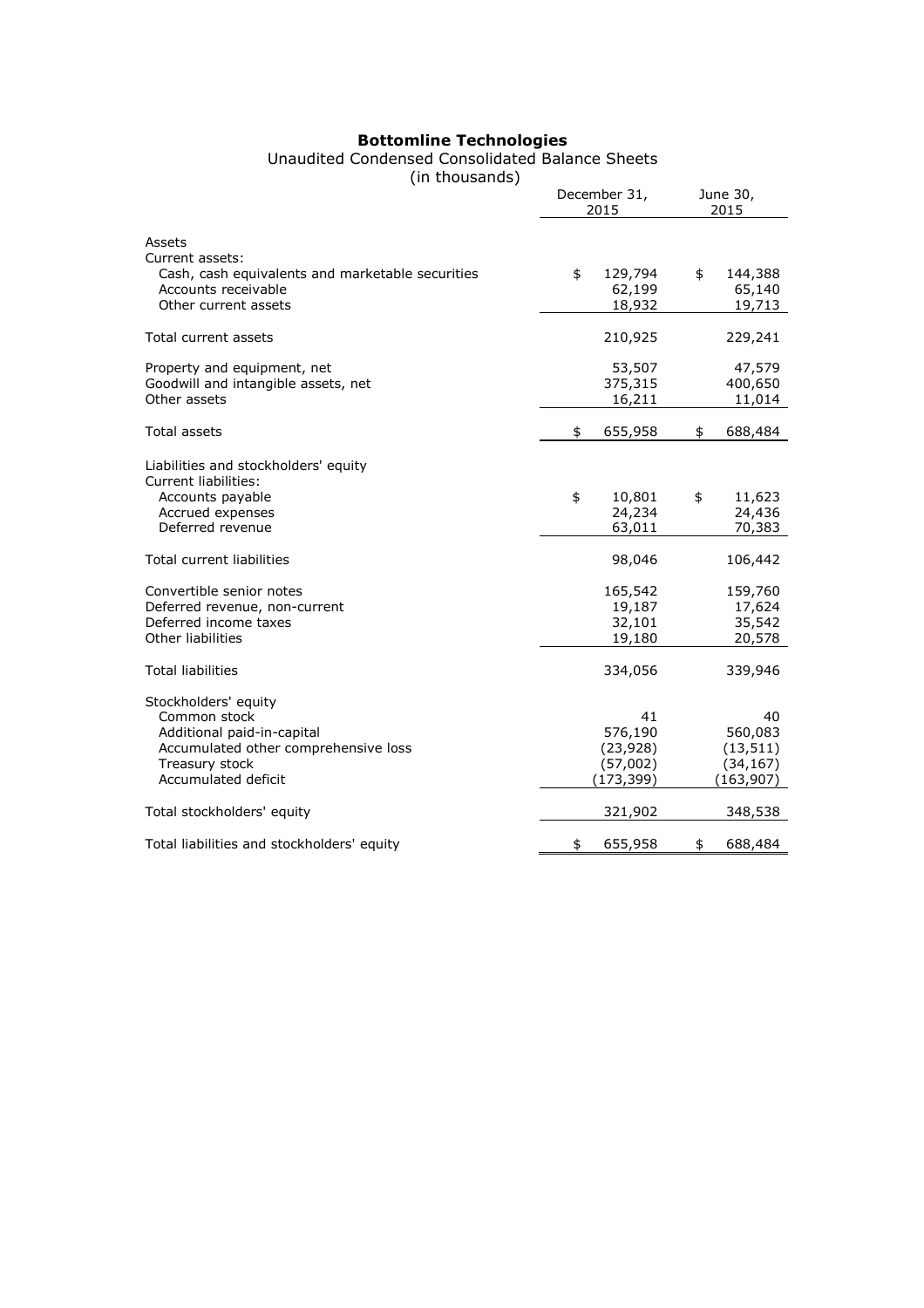**Bottomline Technologies**

Unaudited Condensed Consolidated Balance Sheets

(in thousands)

| | December 31, 2015 | June 30, 2015 |
|---|---|---|
| Assets | | |
| Current assets: | | |
| Cash, cash equivalents and marketable securities | $ 129,794 | $ 144,388 |
| Accounts receivable | 62,199 | 65,140 |
| Other current assets | 18,932 | 19,713 |
| Total current assets | 210,925 | 229,241 |
| Property and equipment, net | 53,507 | 47,579 |
| Goodwill and intangible assets, net | 375,315 | 400,650 |
| Other assets | 16,211 | 11,014 |
| Total assets | $ 655,958 | $ 688,484 |
| Liabilities and stockholders' equity | | |
| Current liabilities: | | |
| Accounts payable | $ 10,801 | $ 11,623 |
| Accrued expenses | 24,234 | 24,436 |
| Deferred revenue | 63,011 | 70,383 |
| Total current liabilities | 98,046 | 106,442 |
| Convertible senior notes | 165,542 | 159,760 |
| Deferred revenue, non-current | 19,187 | 17,624 |
| Deferred income taxes | 32,101 | 35,542 |
| Other liabilities | 19,180 | 20,578 |
| Total liabilities | 334,056 | 339,946 |
| Stockholders' equity | | |
| Common stock | 41 | 40 |
| Additional paid-in-capital | 576,190 | 560,083 |
| Accumulated other comprehensive loss | (23,928) | (13,511) |
| Treasury stock | (57,002) | (34,167) |
| Accumulated deficit | (173,399) | (163,907) |
| Total stockholders' equity | 321,902 | 348,538 |
| Total liabilities and stockholders' equity | $ 655,958 | $ 688,484 |